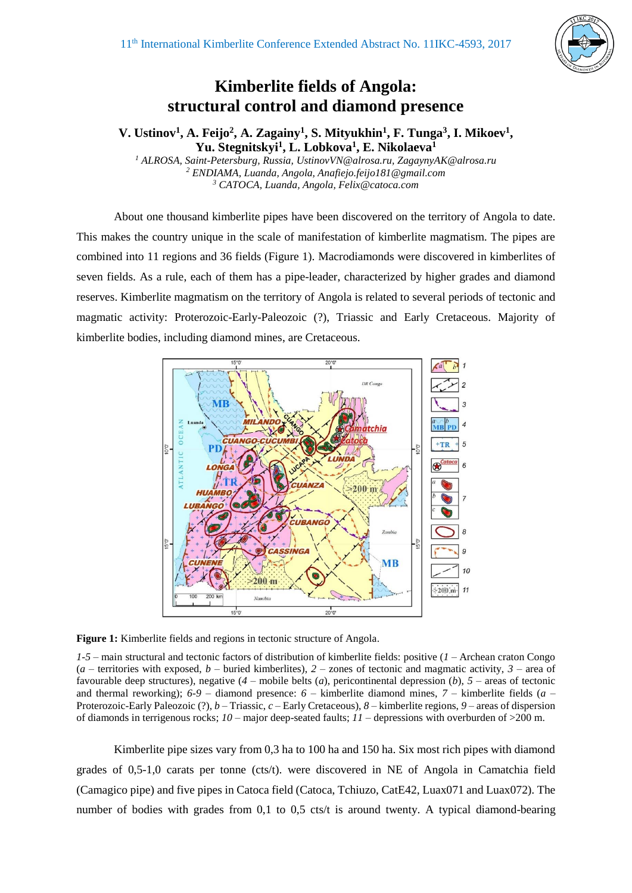# Kimberlite fields of Angola: structural control and diamond presence

**V. Ustinov[1], A. Feijo[2], A. Zagainy[1], S. Mityukhin[1], F. Tunga[3], I. Mikoev[1], Yu. Stegnitskyi[1], L. Lobkova[1], E. Nikolaeva[1]**

[1] *ALROSA, Saint-Petersburg, Russia, UstinovVN@alrosa.ru, ZagaynyAK@alrosa.ru*
[2] *ENDIAMA, Luanda, Angola, Anafiejo.feijo181@gmail.com*
[3] *CATOCA, Luanda, Angola, Felix@catoca.com*

About one thousand kimberlite pipes have been discovered on the territory of Angola to date. This makes the country unique in the scale of manifestation of kimberlite magmatism. The pipes are combined into 11 regions and 36 fields (Figure 1). Macrodiamonds were discovered in kimberlites of seven fields. As a rule, each of them has a pipe-leader, characterized by higher grades and diamond reserves. Kimberlite magmatism on the territory of Angola is related to several periods of tectonic and magmatic activity: Proterozoic-Early-Paleozoic (?), Triassic and Early Cretaceous. Majority of kimberlite bodies, including diamond mines, are Cretaceous.

**Figure 1:** Kimberlite fields and regions in tectonic structure of Angola.

*1-5* – main structural and tectonic factors of distribution of kimberlite fields: positive (*1* – Archean craton Congo (*a* – territories with exposed, *b* – buried kimberlites), *2* – zones of tectonic and magmatic activity, *3* – area of favourable deep structures), negative (*4* – mobile belts (*a*), pericontinental depression (*b*), *5* – areas of tectonic and thermal reworking); *6-9* – diamond presence: *6* – kimberlite diamond mines, *7* – kimberlite fields (*a* – Proterozoic-Early Paleozoic (?), *b* – Triassic, *c* – Early Cretaceous), *8* – kimberlite regions, *9* – areas of dispersion of diamonds in terrigenous rocks; *10* – major deep-seated faults; *11* – depressions with overburden of >200 m.

Kimberlite pipe sizes vary from 0,3 ha to 100 ha and 150 ha. Six most rich pipes with diamond grades of 0,5-1,0 carats per tonne (cts/t). were discovered in NE of Angola in Camatchia field (Camagico pipe) and five pipes in Catoca field (Catoca, Tchiuzo, CatE42, Luax071 and Luax072). The number of bodies with grades from 0,1 to 0,5 cts/t is around twenty. A typical diamond-bearing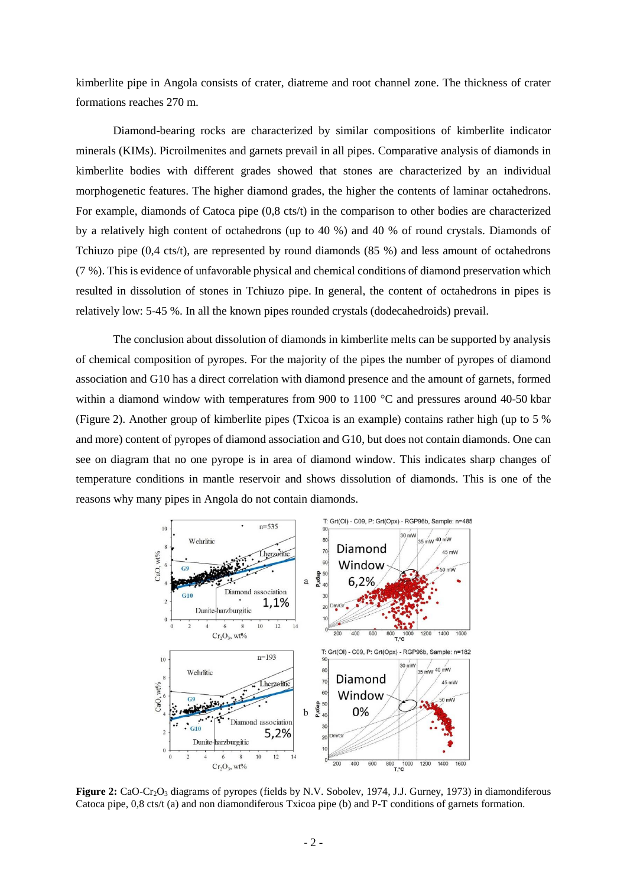kimberlite pipe in Angola consists of crater, diatreme and root channel zone. The thickness of crater formations reaches 270 m.

Diamond-bearing rocks are characterized by similar compositions of kimberlite indicator minerals (KIMs). Picroilmenites and garnets prevail in all pipes. Comparative analysis of diamonds in kimberlite bodies with different grades showed that stones are characterized by an individual morphogenetic features. The higher diamond grades, the higher the contents of laminar octahedrons. For example, diamonds of Catoca pipe (0,8 cts/t) in the comparison to other bodies are characterized by a relatively high content of octahedrons (up to 40 %) and 40 % of round crystals. Diamonds of Tchiuzo pipe (0,4 cts/t), are represented by round diamonds (85 %) and less amount of octahedrons (7 %). This is evidence of unfavorable physical and chemical conditions of diamond preservation which resulted in dissolution of stones in Tchiuzo pipe. In general, the content of octahedrons in pipes is relatively low: 5-45 %. In all the known pipes rounded crystals (dodecahedroids) prevail.

The conclusion about dissolution of diamonds in kimberlite melts can be supported by analysis of chemical composition of pyropes. For the majority of the pipes the number of pyropes of diamond association and G10 has a direct correlation with diamond presence and the amount of garnets, formed within a diamond window with temperatures from 900 to 1100 °C and pressures around 40-50 kbar (Figure 2). Another group of kimberlite pipes (Txicoa is an example) contains rather high (up to 5 % and more) content of pyropes of diamond association and G10, but does not contain diamonds. One can see on diagram that no one pyrope is in area of diamond window. This indicates sharp changes of temperature conditions in mantle reservoir and shows dissolution of diamonds. This is one of the reasons why many pipes in Angola do not contain diamonds.

**Figure 2:** CaO-$Cr_2O_3$ diagrams of pyropes (fields by N.V. Sobolev, 1974, J.J. Gurney, 1973) in diamondiferous Catoca pipe, 0,8 cts/t (a) and non diamondiferous Txicoa pipe (b) and P-T conditions of garnets formation.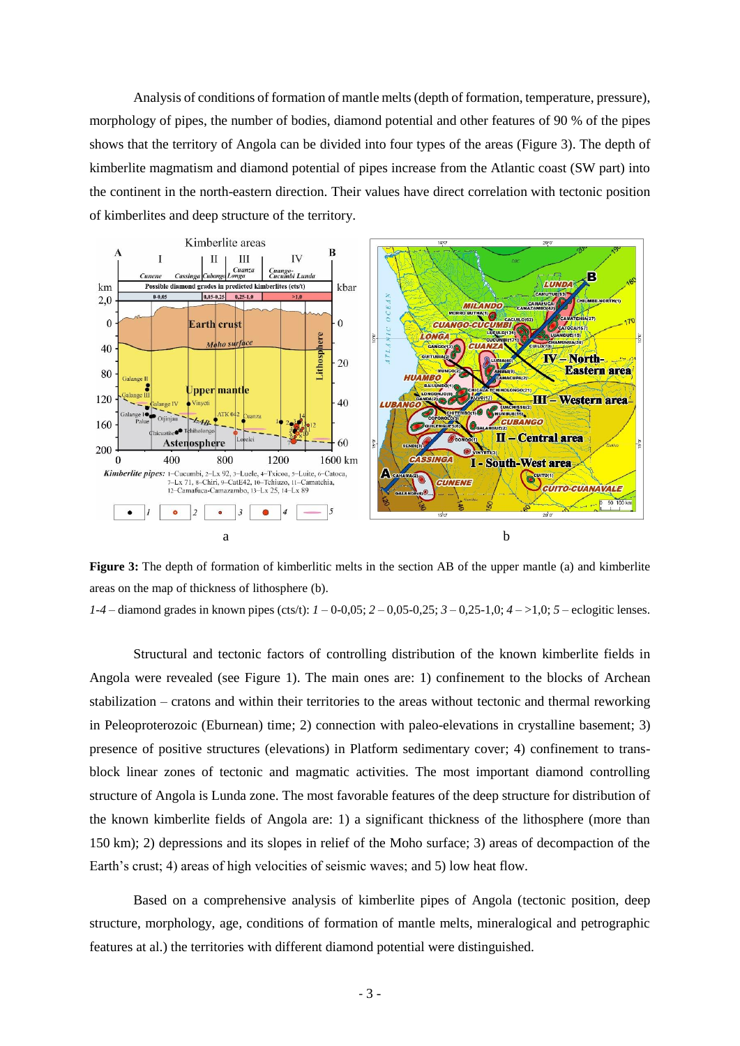Analysis of conditions of formation of mantle melts (depth of formation, temperature, pressure), morphology of pipes, the number of bodies, diamond potential and other features of 90 % of the pipes shows that the territory of Angola can be divided into four types of the areas (Figure 3). The depth of kimberlite magmatism and diamond potential of pipes increase from the Atlantic coast (SW part) into the continent in the north-eastern direction. Their values have direct correlation with tectonic position of kimberlites and deep structure of the territory.

Kimberlite areas

A I II III IV B

Cunene Cassinga Cubango Cuanza Longo Cuango-Cucumbi Lunda

km Possible diamond grades in predicted kimberlites (cts/t) kbar

0-0,05 0,05-0,25 0,25-1,0 >1,0

2,0 0 40 80 120 160 200

Earth crust

Moho surface

Lithosphere

Upper mantle

Asthenosphere

0 20 40 60

0 400 800 1200 1600 km

*Kimberlite pipes:* 1–Cucumbi, 2–Lx 92, 3–Luele, 4–Txicoa, 5–Luite, 6–Catoca, 7–Lx 71, 8–Chiri, 9–CatE42, 10–Tchiuzo, 11–Camatchia, 12–Camafuca-Camazambo, 13–Lx 25, 14–Lx 89

1 2 3 4 5

a

LUNDA B

MILANDO

CUANGO-CUCUMBI

LONGA

CUANZA

IV – North-Eastern area

HUAMBO

LUBANGO

III – Western area

CUBANGO

II – Central area

CASSINGA

I - South-West area

A

CUNENE

CUITO-CUANAVALE

ATLANTIC OCEAN

b

**Figure 3:** The depth of formation of kimberlitic melts in the section AB of the upper mantle (a) and kimberlite areas on the map of thickness of lithosphere (b).

*1-4* – diamond grades in known pipes (cts/t): *1* – 0-0,05; *2* – 0,05-0,25; *3* – 0,25-1,0; *4* – >1,0; *5* – eclogitic lenses.

Structural and tectonic factors of controlling distribution of the known kimberlite fields in Angola were revealed (see Figure 1). The main ones are: 1) confinement to the blocks of Archean stabilization – cratons and within their territories to the areas without tectonic and thermal reworking in Peleoproterozoic (Eburnean) time; 2) connection with paleo-elevations in crystalline basement; 3) presence of positive structures (elevations) in Platform sedimentary cover; 4) confinement to trans-block linear zones of tectonic and magmatic activities. The most important diamond controlling structure of Angola is Lunda zone. The most favorable features of the deep structure for distribution of the known kimberlite fields of Angola are: 1) a significant thickness of the lithosphere (more than 150 km); 2) depressions and its slopes in relief of the Moho surface; 3) areas of decompaction of the Earth's crust; 4) areas of high velocities of seismic waves; and 5) low heat flow.

Based on a comprehensive analysis of kimberlite pipes of Angola (tectonic position, deep structure, morphology, age, conditions of formation of mantle melts, mineralogical and petrographic features at al.) the territories with different diamond potential were distinguished.